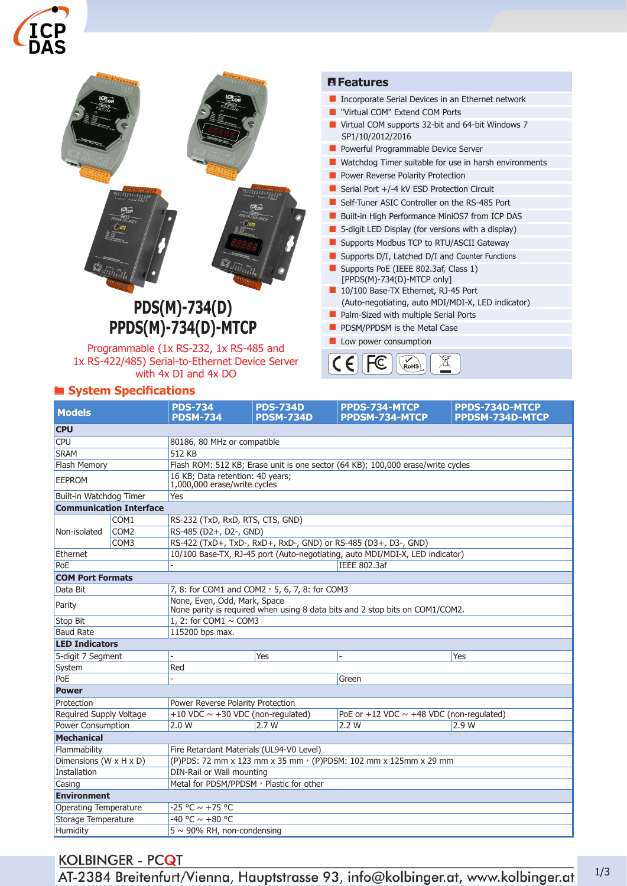# PDS(M)-734(D)
# PPDS(M)-734(D)-MTCP

Programmable (1x RS-232, 1x RS-485 and 1x RS-422/485) Serial-to-Ethernet Device Server with 4x DI and 4x DO

## Features

- Incorporate Serial Devices in an Ethernet network
- "Virtual COM" Extend COM Ports
- Virtual COM supports 32-bit and 64-bit Windows 7 SP1/10/2012/2016
- Powerful Programmable Device Server
- Watchdog Timer suitable for use in harsh environments
- Power Reverse Polarity Protection
- Serial Port +/-4 kV ESD Protection Circuit
- Self-Tuner ASIC Controller on the RS-485 Port
- Built-in High Performance MiniOS7 from ICP DAS
- 5-digit LED Display (for versions with a display)
- Supports Modbus TCP to RTU/ASCII Gateway
- Supports D/I, Latched D/I and Counter Functions
- Supports PoE (IEEE 802.3af, Class 1) [PPDS(M)-734(D)-MTCP only]
- 10/100 Base-TX Ethernet, RJ-45 Port (Auto-negotiating, auto MDI/MDI-X, LED indicator)
- Palm-Sized with multiple Serial Ports
- PDSM/PPDSM is the Metal Case
- Low power consumption

## System Specifications

| Models | | PDS-734 PDSM-734 | PDS-734D PDSM-734D | PPDS-734-MTCP PPDSM-734-MTCP | PPDS-734D-MTCP PPDSM-734D-MTCP |
|---|---|---|---|---|---|
| **CPU** | | | | | |
| CPU | | 80186, 80 MHz or compatible | | | |
| SRAM | | 512 KB | | | |
| Flash Memory | | Flash ROM: 512 KB; Erase unit is one sector (64 KB); 100,000 erase/write cycles | | | |
| EEPROM | | 16 KB; Data retention: 40 years; 1,000,000 erase/write cycles | | | |
| Built-in Watchdog Timer | | Yes | | | |
| **Communication Interface** | | | | | |
| Non-isolated | COM1 | RS-232 (TxD, RxD, RTS, CTS, GND) | | | |
| | COM2 | RS-485 (D2+, D2-, GND) | | | |
| | COM3 | RS-422 (TxD+, TxD-, RxD+, RxD-, GND) or RS-485 (D3+, D3-, GND) | | | |
| Ethernet | | 10/100 Base-TX, RJ-45 port (Auto-negotiating, auto MDI/MDI-X, LED indicator) | | | |
| PoE | | - | | IEEE 802.3af | |
| **COM Port Formats** | | | | | |
| Data Bit | | 7, 8: for COM1 and COM2 , 5, 6, 7, 8: for COM3 | | | |
| Parity | | None, Even, Odd, Mark, Space None parity is required when using 8 data bits and 2 stop bits on COM1/COM2. | | | |
| Stop Bit | | 1, 2: for COM1 ~ COM3 | | | |
| Baud Rate | | 115200 bps max. | | | |
| **LED Indicators** | | | | | |
| 5-digit 7 Segment | | - | Yes | - | Yes |
| System | | Red | | | |
| PoE | | - | | Green | |
| **Power** | | | | | |
| Protection | | Power Reverse Polarity Protection | | | |
| Required Supply Voltage | | +10 VDC ~ +30 VDC (non-regulated) | | PoE or +12 VDC ~ +48 VDC (non-regulated) | |
| Power Consumption | | 2.0 W | 2.7 W | 2.2 W | 2.9 W |
| **Mechanical** | | | | | |
| Flammability | | Fire Retardant Materials (UL94-V0 Level) | | | |
| Dimensions (W x H x D) | | (P)PDS: 72 mm x 123 mm x 35 mm , (P)PDSM: 102 mm x 125mm x 29 mm | | | |
| Installation | | DIN-Rail or Wall mounting | | | |
| Casing | | Metal for PDSM/PPDSM , Plastic for other | | | |
| **Environment** | | | | | |
| Operating Temperature | | -25 °C ~ +75 °C | | | |
| Storage Temperature | | -40 °C ~ +80 °C | | | |
| Humidity | | 5 ~ 90% RH, non-condensing | | | |

KOLBINGER - PCQT
AT-2384 Breitenfurt/Vienna, Hauptstrasse 93, info@kolbinger.at, www.kolbinger.at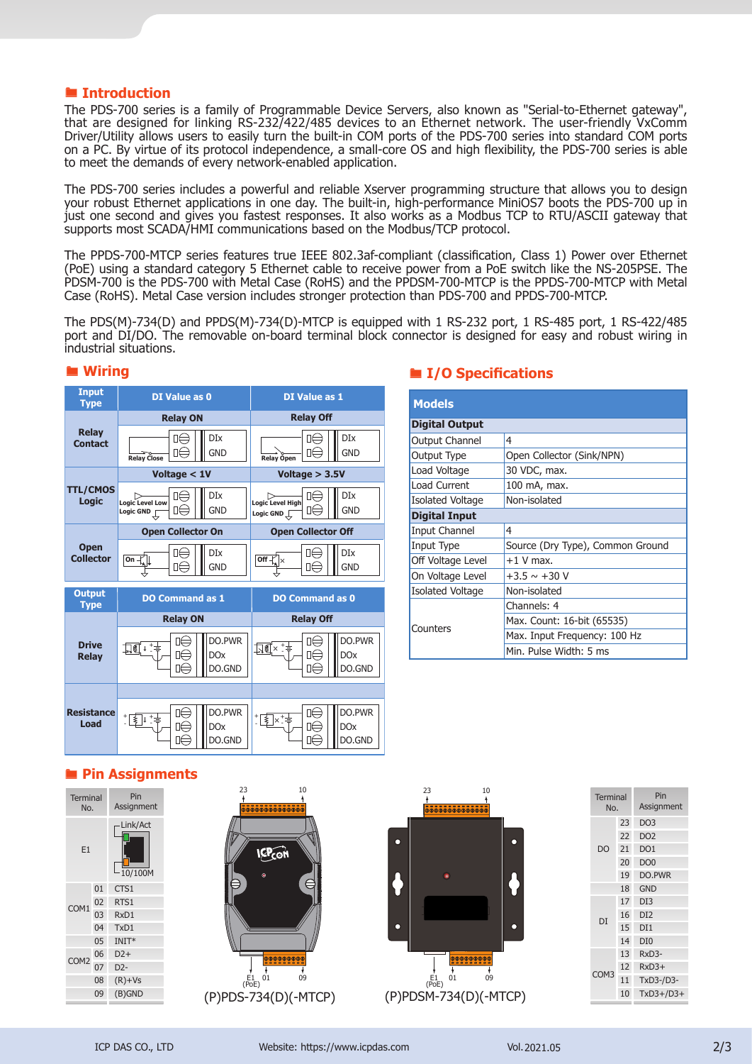## Introduction

The PDS-700 series is a family of Programmable Device Servers, also known as "Serial-to-Ethernet gateway", that are designed for linking RS-232/422/485 devices to an Ethernet network. The user-friendly VxComm Driver/Utility allows users to easily turn the built-in COM ports of the PDS-700 series into standard COM ports on a PC. By virtue of its protocol independence, a small-core OS and high flexibility, the PDS-700 series is able to meet the demands of every network-enabled application.

The PDS-700 series includes a powerful and reliable Xserver programming structure that allows you to design your robust Ethernet applications in one day. The built-in, high-performance MiniOS7 boots the PDS-700 up in just one second and gives you fastest responses. It also works as a Modbus TCP to RTU/ASCII gateway that supports most SCADA/HMI communications based on the Modbus/TCP protocol.

The PPDS-700-MTCP series features true IEEE 802.3af-compliant (classification, Class 1) Power over Ethernet (PoE) using a standard category 5 Ethernet cable to receive power from a PoE switch like the NS-205PSE. The PDSM-700 is the PDS-700 with Metal Case (RoHS) and the PPDSM-700-MTCP is the PPDS-700-MTCP with Metal Case (RoHS). Metal Case version includes stronger protection than PDS-700 and PPDS-700-MTCP.

The PDS(M)-734(D) and PPDS(M)-734(D)-MTCP is equipped with 1 RS-232 port, 1 RS-485 port, 1 RS-422/485 port and DI/DO. The removable on-board terminal block connector is designed for easy and robust wiring in industrial situations.

## Wiring

| Input Type | DI Value as 0 | DI Value as 1 |
|---|---|---|
| Relay Contact | Relay ON (Relay Close; DIx, GND) | Relay Off (Relay Open; DIx, GND) |
| TTL/CMOS Logic | Voltage < 1V (Logic Level Low, Logic GND; DIx, GND) | Voltage > 3.5V (Logic Level High, Logic GND; DIx, GND) |
| Open Collector | Open Collector On (On; DIx, GND) | Open Collector Off (Off; DIx, GND) |

| Output Type | DO Command as 1 | DO Command as 0 |
|---|---|---|
| Drive Relay | Relay ON (DO.PWR, DOx, DO.GND) | Relay Off (DO.PWR, DOx, DO.GND) |
| Resistance Load | (DO.PWR, DOx, DO.GND) | (DO.PWR, DOx, DO.GND) |

## I/O Specifications

| Models | |
|---|---|
| **Digital Output** | |
| Output Channel | 4 |
| Output Type | Open Collector (Sink/NPN) |
| Load Voltage | 30 VDC, max. |
| Load Current | 100 mA, max. |
| Isolated Voltage | Non-isolated |
| **Digital Input** | |
| Input Channel | 4 |
| Input Type | Source (Dry Type), Common Ground |
| Off Voltage Level | +1 V max. |
| On Voltage Level | +3.5 ~ +30 V |
| Isolated Voltage | Non-isolated |
| Counters | Channels: 4 |
| | Max. Count: 16-bit (65535) |
| | Max. Input Frequency: 100 Hz |
| | Min. Pulse Width: 5 ms |

## Pin Assignments

| Terminal No. | | Pin Assignment |
|---|---|---|
| E1 | | Link/Act, 10/100M |
| COM1 | 01 | CTS1 |
| | 02 | RTS1 |
| | 03 | RxD1 |
| | 04 | TxD1 |
| | 05 | INIT* |
| COM2 | 06 | D2+ |
| | 07 | D2- |
| | 08 | (R)+Vs |
| | 09 | (B)GND |

(P)PDS-734(D)(-MTCP)

(P)PDSM-734(D)(-MTCP)

| Terminal No. | | Pin Assignment |
|---|---|---|
| DO | 23 | DO3 |
| | 22 | DO2 |
| | 21 | DO1 |
| | 20 | DO0 |
| | 19 | DO.PWR |
| | 18 | GND |
| DI | 17 | DI3 |
| | 16 | DI2 |
| | 15 | DI1 |
| | 14 | DI0 |
| COM3 | 13 | RxD3- |
| | 12 | RxD3+ |
| | 11 | TxD3-/D3- |
| | 10 | TxD3+/D3+ |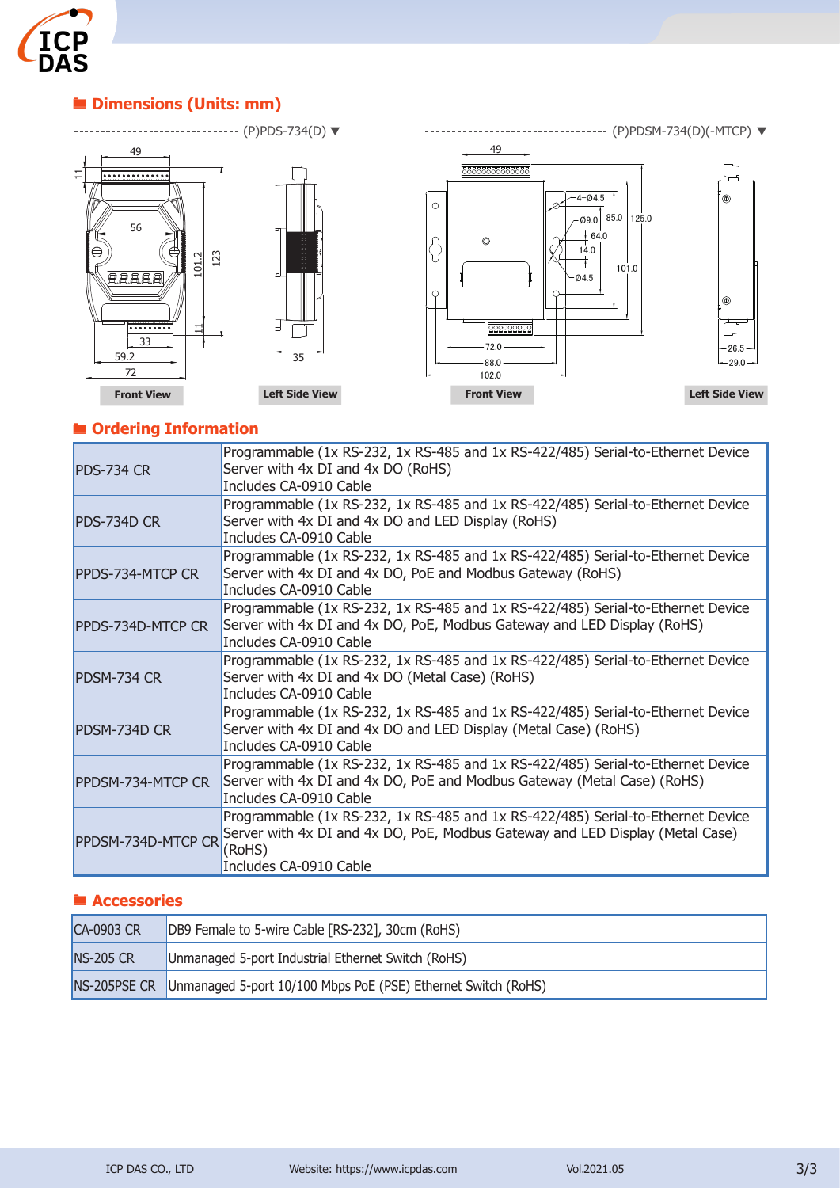## Dimensions (Units: mm)

(P)PDS-734(D) ▼

49

11

56

101.2

123

11

33

59.2

72

35

Front View

Left Side View

(P)PDSM-734(D)(-MTCP) ▼

49

4−Ø4.5

Ø9.0

85.0

125.0

64.0

14.0

101.0

Ø4.5

72.0

88.0

102.0

26.5

29.0

Front View

Left Side View

## Ordering Information

| | |
|---|---|
| PDS-734 CR | Programmable (1x RS-232, 1x RS-485 and 1x RS-422/485) Serial-to-Ethernet Device Server with 4x DI and 4x DO (RoHS)<br>Includes CA-0910 Cable |
| PDS-734D CR | Programmable (1x RS-232, 1x RS-485 and 1x RS-422/485) Serial-to-Ethernet Device Server with 4x DI and 4x DO and LED Display (RoHS)<br>Includes CA-0910 Cable |
| PPDS-734-MTCP CR | Programmable (1x RS-232, 1x RS-485 and 1x RS-422/485) Serial-to-Ethernet Device Server with 4x DI and 4x DO, PoE and Modbus Gateway (RoHS)<br>Includes CA-0910 Cable |
| PPDS-734D-MTCP CR | Programmable (1x RS-232, 1x RS-485 and 1x RS-422/485) Serial-to-Ethernet Device Server with 4x DI and 4x DO, PoE, Modbus Gateway and LED Display (RoHS)<br>Includes CA-0910 Cable |
| PDSM-734 CR | Programmable (1x RS-232, 1x RS-485 and 1x RS-422/485) Serial-to-Ethernet Device Server with 4x DI and 4x DO (Metal Case) (RoHS)<br>Includes CA-0910 Cable |
| PDSM-734D CR | Programmable (1x RS-232, 1x RS-485 and 1x RS-422/485) Serial-to-Ethernet Device Server with 4x DI and 4x DO and LED Display (Metal Case) (RoHS)<br>Includes CA-0910 Cable |
| PPDSM-734-MTCP CR | Programmable (1x RS-232, 1x RS-485 and 1x RS-422/485) Serial-to-Ethernet Device Server with 4x DI and 4x DO, PoE and Modbus Gateway (Metal Case) (RoHS)<br>Includes CA-0910 Cable |
| PPDSM-734D-MTCP CR | Programmable (1x RS-232, 1x RS-485 and 1x RS-422/485) Serial-to-Ethernet Device Server with 4x DI and 4x DO, PoE, Modbus Gateway and LED Display (Metal Case) (RoHS)<br>Includes CA-0910 Cable |

## Accessories

| | |
|---|---|
| CA-0903 CR | DB9 Female to 5-wire Cable [RS-232], 30cm (RoHS) |
| NS-205 CR | Unmanaged 5-port Industrial Ethernet Switch (RoHS) |
| NS-205PSE CR | Unmanaged 5-port 10/100 Mbps PoE (PSE) Ethernet Switch (RoHS) |